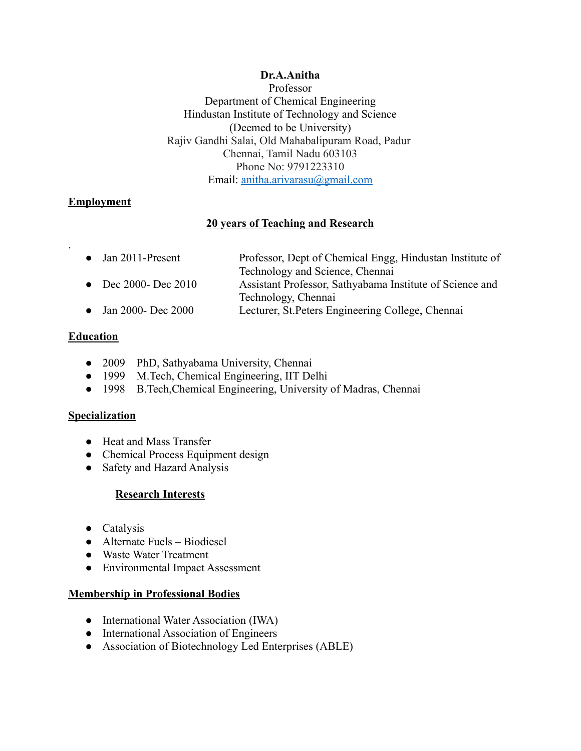**Dr.A.Anitha**
Professor
Department of Chemical Engineering
Hindustan Institute of Technology and Science
(Deemed to be University)
Rajiv Gandhi Salai, Old Mahabalipuram Road, Padur
Chennai, Tamil Nadu 603103
Phone No: 9791223310
Email: anitha.arivarasu@gmail.com

## Employment

### 20 years of Teaching and Research

.

- Jan 2011-Present — Professor, Dept of Chemical Engg, Hindustan Institute of Technology and Science, Chennai
- Dec 2000- Dec 2010 — Assistant Professor, Sathyabama Institute of Science and Technology, Chennai
- Jan 2000- Dec 2000 — Lecturer, St.Peters Engineering College, Chennai

## Education

- 2009 PhD, Sathyabama University, Chennai
- 1999 M.Tech, Chemical Engineering, IIT Delhi
- 1998 B.Tech,Chemical Engineering, University of Madras, Chennai

## Specialization

- Heat and Mass Transfer
- Chemical Process Equipment design
- Safety and Hazard Analysis

## Research Interests

- Catalysis
- Alternate Fuels – Biodiesel
- Waste Water Treatment
- Environmental Impact Assessment

## Membership in Professional Bodies

- International Water Association (IWA)
- International Association of Engineers
- Association of Biotechnology Led Enterprises (ABLE)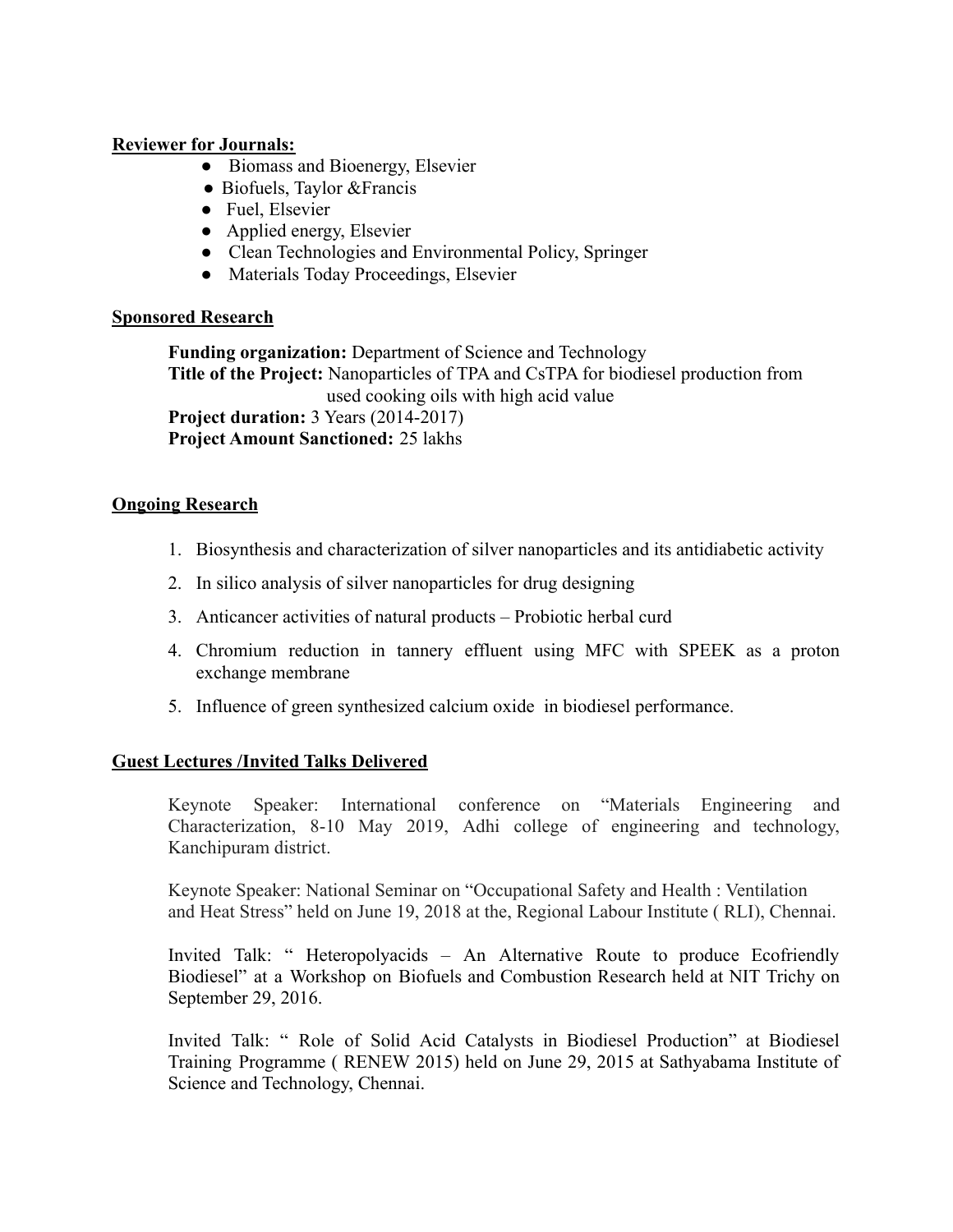**Reviewer for Journals:**

- Biomass and Bioenergy, Elsevier
- Biofuels, Taylor &Francis
- Fuel, Elsevier
- Applied energy, Elsevier
- Clean Technologies and Environmental Policy, Springer
- Materials Today Proceedings, Elsevier

**Sponsored Research**

**Funding organization:** Department of Science and Technology
**Title of the Project:** Nanoparticles of TPA and CsTPA for biodiesel production from used cooking oils with high acid value
**Project duration:** 3 Years (2014-2017)
**Project Amount Sanctioned:** 25 lakhs

**Ongoing Research**

1. Biosynthesis and characterization of silver nanoparticles and its antidiabetic activity
2. In silico analysis of silver nanoparticles for drug designing
3. Anticancer activities of natural products – Probiotic herbal curd
4. Chromium reduction in tannery effluent using MFC with SPEEK as a proton exchange membrane
5. Influence of green synthesized calcium oxide in biodiesel performance.

**Guest Lectures /Invited Talks Delivered**

Keynote Speaker: International conference on "Materials Engineering and Characterization, 8-10 May 2019, Adhi college of engineering and technology, Kanchipuram district.

Keynote Speaker: National Seminar on "Occupational Safety and Health : Ventilation and Heat Stress" held on June 19, 2018 at the, Regional Labour Institute ( RLI), Chennai.

Invited Talk: " Heteropolyacids – An Alternative Route to produce Ecofriendly Biodiesel" at a Workshop on Biofuels and Combustion Research held at NIT Trichy on September 29, 2016.

Invited Talk: " Role of Solid Acid Catalysts in Biodiesel Production" at Biodiesel Training Programme ( RENEW 2015) held on June 29, 2015 at Sathyabama Institute of Science and Technology, Chennai.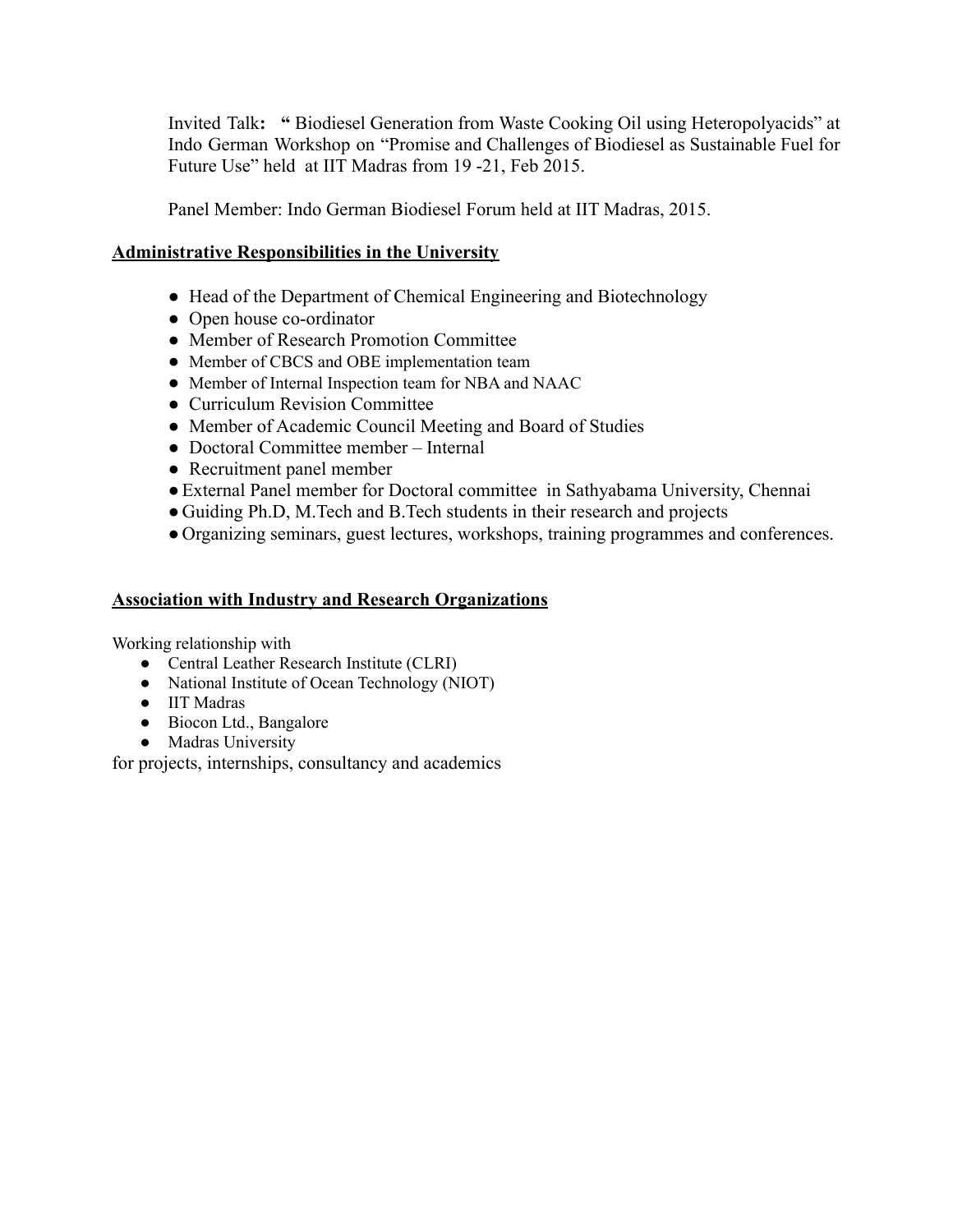Invited Talk**:** **"** Biodiesel Generation from Waste Cooking Oil using Heteropolyacids" at Indo German Workshop on "Promise and Challenges of Biodiesel as Sustainable Fuel for Future Use" held at IIT Madras from 19 -21, Feb 2015.

Panel Member: Indo German Biodiesel Forum held at IIT Madras, 2015.

## Administrative Responsibilities in the University

- Head of the Department of Chemical Engineering and Biotechnology
- Open house co-ordinator
- Member of Research Promotion Committee
- Member of CBCS and OBE implementation team
- Member of Internal Inspection team for NBA and NAAC
- Curriculum Revision Committee
- Member of Academic Council Meeting and Board of Studies
- Doctoral Committee member – Internal
- Recruitment panel member
- External Panel member for Doctoral committee in Sathyabama University, Chennai
- Guiding Ph.D, M.Tech and B.Tech students in their research and projects
- Organizing seminars, guest lectures, workshops, training programmes and conferences.

## Association with Industry and Research Organizations

Working relationship with

- Central Leather Research Institute (CLRI)
- National Institute of Ocean Technology (NIOT)
- IIT Madras
- Biocon Ltd., Bangalore
- Madras University

for projects, internships, consultancy and academics